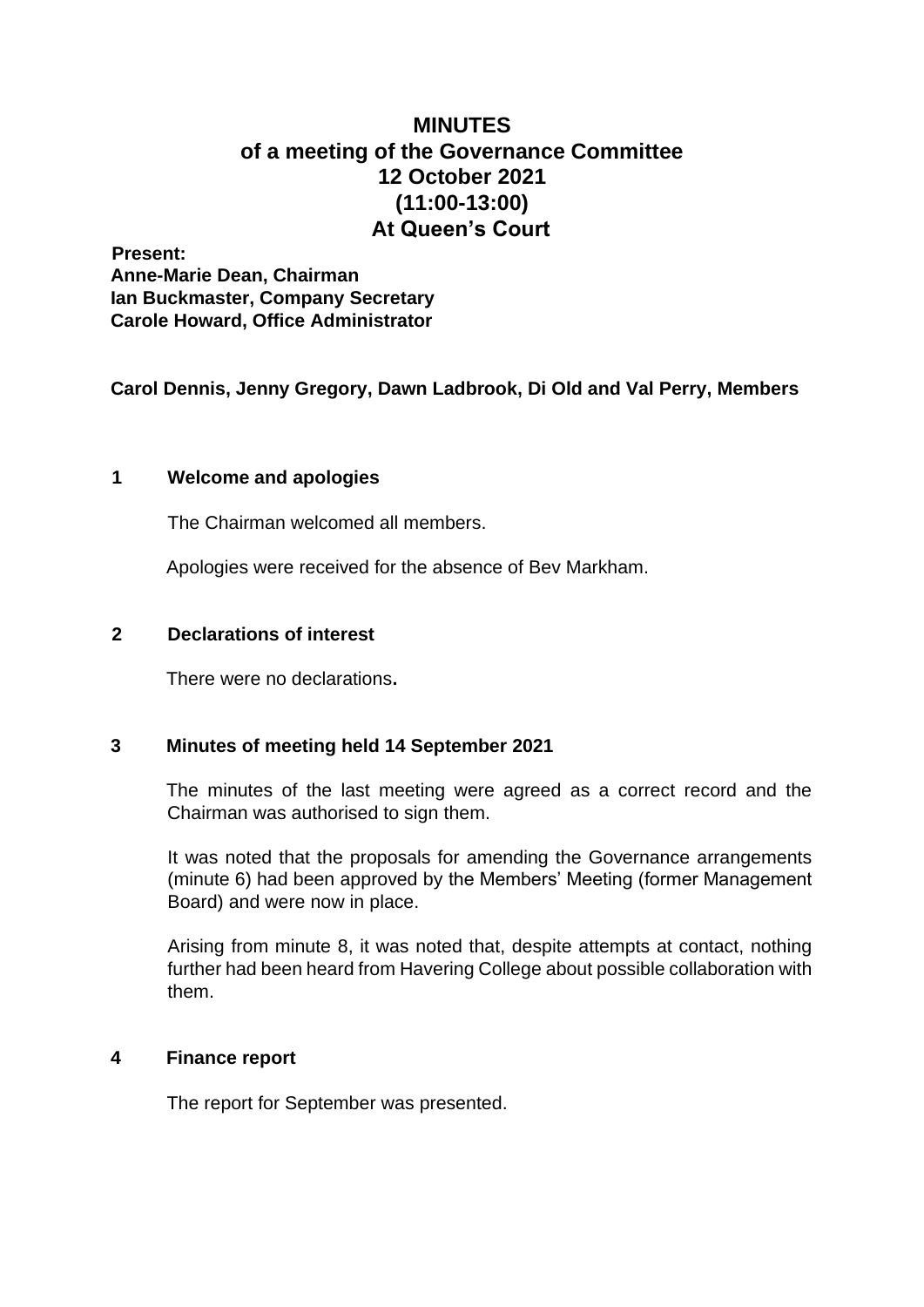# MINUTES
## of a meeting of the Governance Committee
## 12 October 2021
## (11:00-13:00)
## At Queen's Court

**Present:**
**Anne-Marie Dean, Chairman**
**Ian Buckmaster, Company Secretary**
**Carole Howard, Office Administrator**

**Carol Dennis, Jenny Gregory, Dawn Ladbrook, Di Old and Val Perry, Members**

### 1 Welcome and apologies

The Chairman welcomed all members.

Apologies were received for the absence of Bev Markham.

### 2 Declarations of interest

There were no declarations**.**

### 3 Minutes of meeting held 14 September 2021

The minutes of the last meeting were agreed as a correct record and the Chairman was authorised to sign them.

It was noted that the proposals for amending the Governance arrangements (minute 6) had been approved by the Members' Meeting (former Management Board) and were now in place.

Arising from minute 8, it was noted that, despite attempts at contact, nothing further had been heard from Havering College about possible collaboration with them.

### 4 Finance report

The report for September was presented.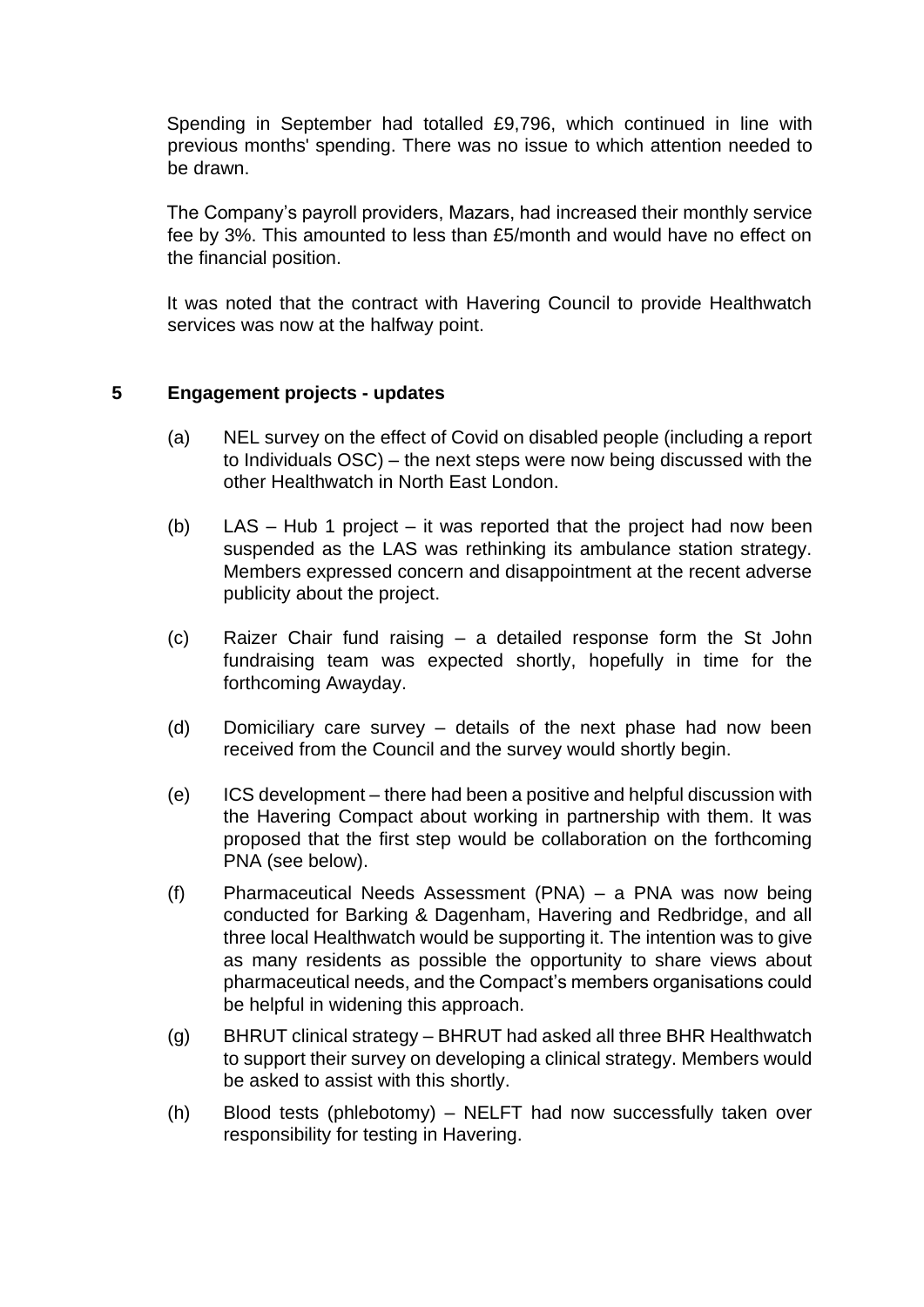Spending in September had totalled £9,796, which continued in line with previous months' spending. There was no issue to which attention needed to be drawn.

The Company's payroll providers, Mazars, had increased their monthly service fee by 3%. This amounted to less than £5/month and would have no effect on the financial position.

It was noted that the contract with Havering Council to provide Healthwatch services was now at the halfway point.

## 5 Engagement projects - updates

(a) NEL survey on the effect of Covid on disabled people (including a report to Individuals OSC) – the next steps were now being discussed with the other Healthwatch in North East London.

(b) LAS – Hub 1 project – it was reported that the project had now been suspended as the LAS was rethinking its ambulance station strategy. Members expressed concern and disappointment at the recent adverse publicity about the project.

(c) Raizer Chair fund raising – a detailed response form the St John fundraising team was expected shortly, hopefully in time for the forthcoming Awayday.

(d) Domiciliary care survey – details of the next phase had now been received from the Council and the survey would shortly begin.

(e) ICS development – there had been a positive and helpful discussion with the Havering Compact about working in partnership with them. It was proposed that the first step would be collaboration on the forthcoming PNA (see below).

(f) Pharmaceutical Needs Assessment (PNA) – a PNA was now being conducted for Barking & Dagenham, Havering and Redbridge, and all three local Healthwatch would be supporting it. The intention was to give as many residents as possible the opportunity to share views about pharmaceutical needs, and the Compact's members organisations could be helpful in widening this approach.

(g) BHRUT clinical strategy – BHRUT had asked all three BHR Healthwatch to support their survey on developing a clinical strategy. Members would be asked to assist with this shortly.

(h) Blood tests (phlebotomy) – NELFT had now successfully taken over responsibility for testing in Havering.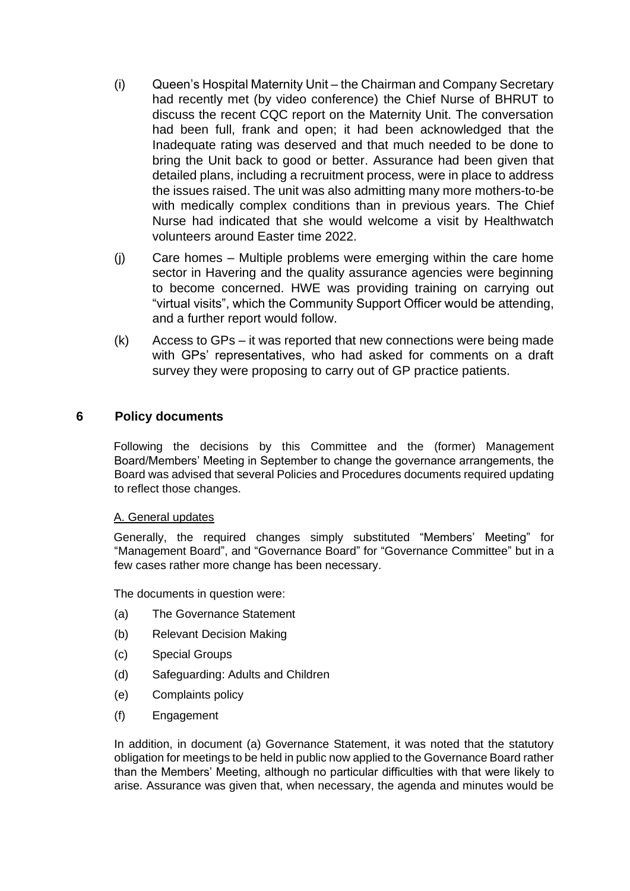(i) Queen's Hospital Maternity Unit – the Chairman and Company Secretary had recently met (by video conference) the Chief Nurse of BHRUT to discuss the recent CQC report on the Maternity Unit. The conversation had been full, frank and open; it had been acknowledged that the Inadequate rating was deserved and that much needed to be done to bring the Unit back to good or better. Assurance had been given that detailed plans, including a recruitment process, were in place to address the issues raised. The unit was also admitting many more mothers-to-be with medically complex conditions than in previous years. The Chief Nurse had indicated that she would welcome a visit by Healthwatch volunteers around Easter time 2022.

(j) Care homes – Multiple problems were emerging within the care home sector in Havering and the quality assurance agencies were beginning to become concerned. HWE was providing training on carrying out "virtual visits", which the Community Support Officer would be attending, and a further report would follow.

(k) Access to GPs – it was reported that new connections were being made with GPs' representatives, who had asked for comments on a draft survey they were proposing to carry out of GP practice patients.

## 6 Policy documents

Following the decisions by this Committee and the (former) Management Board/Members' Meeting in September to change the governance arrangements, the Board was advised that several Policies and Procedures documents required updating to reflect those changes.

A. General updates

Generally, the required changes simply substituted "Members' Meeting" for "Management Board", and "Governance Board" for "Governance Committee" but in a few cases rather more change has been necessary.

The documents in question were:

(a) The Governance Statement

(b) Relevant Decision Making

(c) Special Groups

(d) Safeguarding: Adults and Children

(e) Complaints policy

(f) Engagement

In addition, in document (a) Governance Statement, it was noted that the statutory obligation for meetings to be held in public now applied to the Governance Board rather than the Members' Meeting, although no particular difficulties with that were likely to arise. Assurance was given that, when necessary, the agenda and minutes would be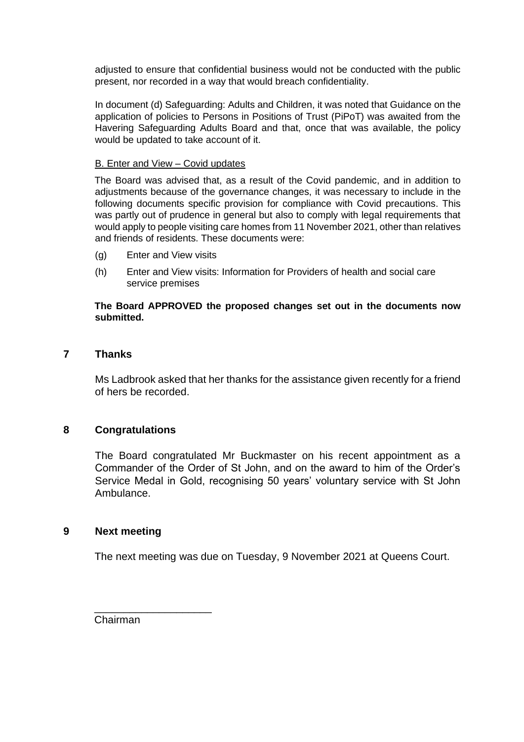adjusted to ensure that confidential business would not be conducted with the public present, nor recorded in a way that would breach confidentiality.

In document (d) Safeguarding: Adults and Children, it was noted that Guidance on the application of policies to Persons in Positions of Trust (PiPoT) was awaited from the Havering Safeguarding Adults Board and that, once that was available, the policy would be updated to take account of it.

B. Enter and View – Covid updates

The Board was advised that, as a result of the Covid pandemic, and in addition to adjustments because of the governance changes, it was necessary to include in the following documents specific provision for compliance with Covid precautions. This was partly out of prudence in general but also to comply with legal requirements that would apply to people visiting care homes from 11 November 2021, other than relatives and friends of residents. These documents were:

(g) Enter and View visits

(h) Enter and View visits: Information for Providers of health and social care service premises

**The Board APPROVED the proposed changes set out in the documents now submitted.**

## 7 Thanks

Ms Ladbrook asked that her thanks for the assistance given recently for a friend of hers be recorded.

## 8 Congratulations

The Board congratulated Mr Buckmaster on his recent appointment as a Commander of the Order of St John, and on the award to him of the Order's Service Medal in Gold, recognising 50 years' voluntary service with St John Ambulance.

## 9 Next meeting

The next meeting was due on Tuesday, 9 November 2021 at Queens Court.

\_\_\_\_\_\_\_\_\_\_\_\_\_\_\_\_\_\_\_\_

Chairman